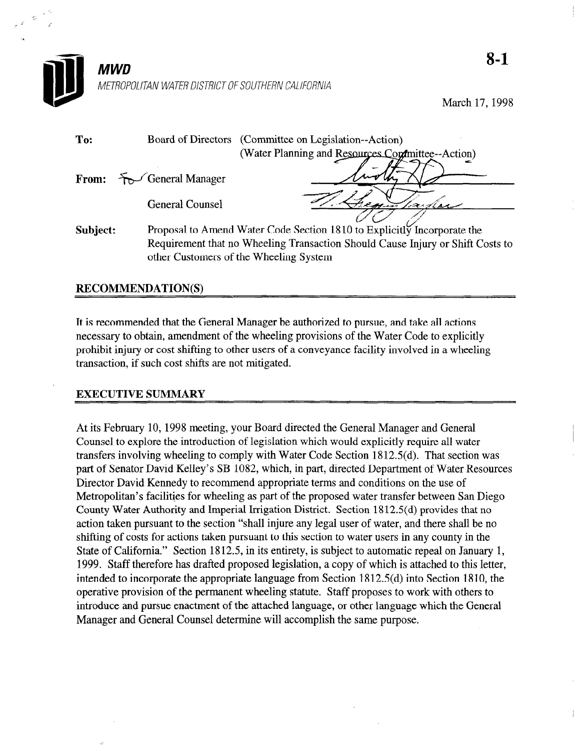**MWD**

METROPOLITAN WATER DISTRICT OF SOUTHERN CALIFORNIA

**8-1**

March 17, 1998

**To:** Board of Directors (Committee on Legislation--Action)
(Water Planning and Resources Committee--Action)

**From:** General Manager

General Counsel

**Subject:** Proposal to Amend Water Code Section 1810 to Explicitly Incorporate the Requirement that no Wheeling Transaction Should Cause Injury or Shift Costs to other Customers of the Wheeling System

## RECOMMENDATION(S)

It is recommended that the General Manager be authorized to pursue, and take all actions necessary to obtain, amendment of the wheeling provisions of the Water Code to explicitly prohibit injury or cost shifting to other users of a conveyance facility involved in a wheeling transaction, if such cost shifts are not mitigated.

## EXECUTIVE SUMMARY

At its February 10, 1998 meeting, your Board directed the General Manager and General Counsel to explore the introduction of legislation which would explicitly require all water transfers involving wheeling to comply with Water Code Section 1812.5(d). That section was part of Senator David Kelley's SB 1082, which, in part, directed Department of Water Resources Director David Kennedy to recommend appropriate terms and conditions on the use of Metropolitan's facilities for wheeling as part of the proposed water transfer between San Diego County Water Authority and Imperial Irrigation District. Section 1812.5(d) provides that no action taken pursuant to the section "shall injure any legal user of water, and there shall be no shifting of costs for actions taken pursuant to this section to water users in any county in the State of California." Section 1812.5, in its entirety, is subject to automatic repeal on January 1, 1999. Staff therefore has drafted proposed legislation, a copy of which is attached to this letter, intended to incorporate the appropriate language from Section 1812.5(d) into Section 1810, the operative provision of the permanent wheeling statute. Staff proposes to work with others to introduce and pursue enactment of the attached language, or other language which the General Manager and General Counsel determine will accomplish the same purpose.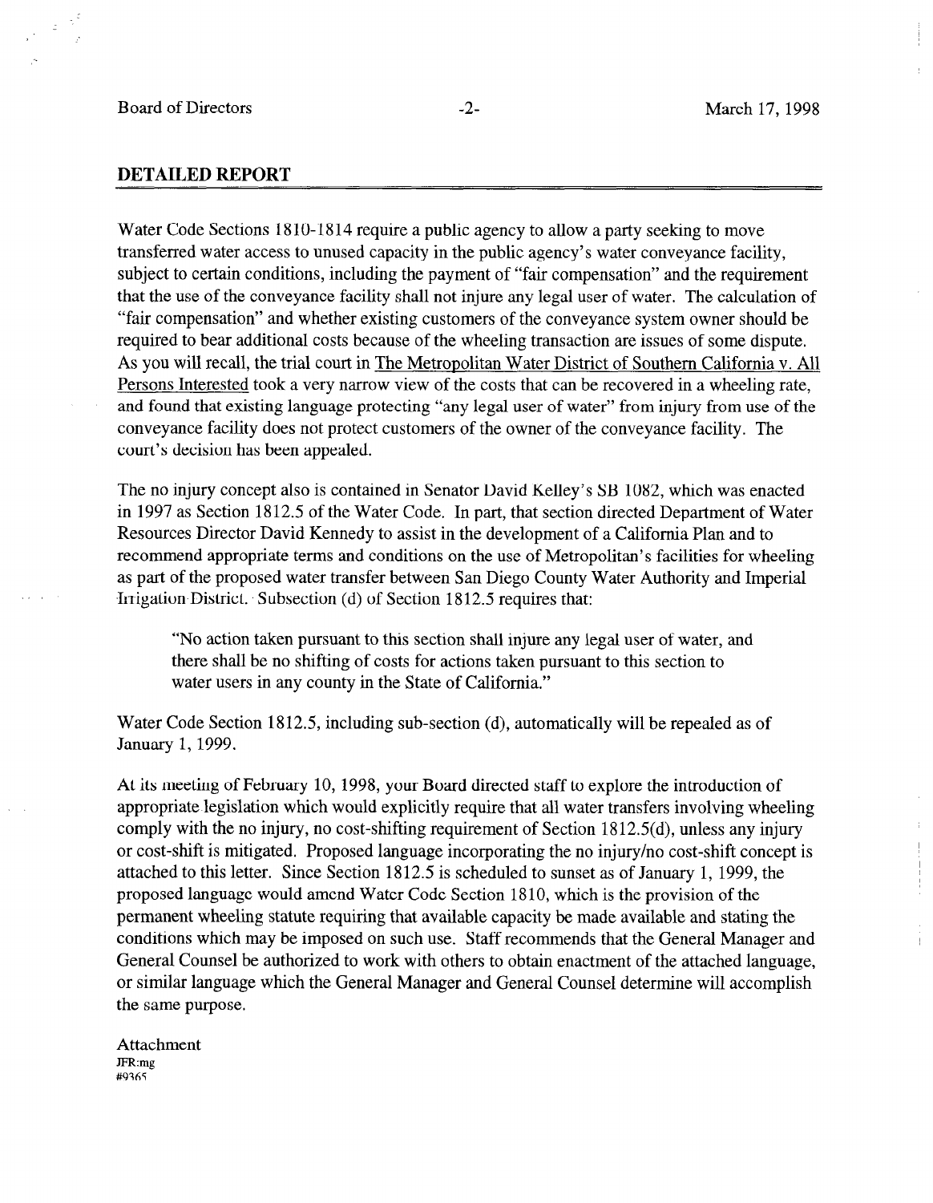## DETAILED REPORT

Water Code Sections 1810-1814 require a public agency to allow a party seeking to move transferred water access to unused capacity in the public agency's water conveyance facility, subject to certain conditions, including the payment of "fair compensation" and the requirement that the use of the conveyance facility shall not injure any legal user of water. The calculation of "fair compensation" and whether existing customers of the conveyance system owner should be required to bear additional costs because of the wheeling transaction are issues of some dispute. As you will recall, the trial court in The Metropolitan Water District of Southern California v. All Persons Interested took a very narrow view of the costs that can be recovered in a wheeling rate, and found that existing language protecting "any legal user of water" from injury from use of the conveyance facility does not protect customers of the owner of the conveyance facility. The court's decision has been appealed.

The no injury concept also is contained in Senator David Kelley's SB 1082, which was enacted in 1997 as Section 1812.5 of the Water Code. In part, that section directed Department of Water Resources Director David Kennedy to assist in the development of a California Plan and to recommend appropriate terms and conditions on the use of Metropolitan's facilities for wheeling as part of the proposed water transfer between San Diego County Water Authority and Imperial Irrigation District. Subsection (d) of Section 1812.5 requires that:

> "No action taken pursuant to this section shall injure any legal user of water, and there shall be no shifting of costs for actions taken pursuant to this section to water users in any county in the State of California."

Water Code Section 1812.5, including sub-section (d), automatically will be repealed as of January 1, 1999.

At its meeting of February 10, 1998, your Board directed staff to explore the introduction of appropriate legislation which would explicitly require that all water transfers involving wheeling comply with the no injury, no cost-shifting requirement of Section 1812.5(d), unless any injury or cost-shift is mitigated. Proposed language incorporating the no injury/no cost-shift concept is attached to this letter. Since Section 1812.5 is scheduled to sunset as of January 1, 1999, the proposed language would amend Water Code Section 1810, which is the provision of the permanent wheeling statute requiring that available capacity be made available and stating the conditions which may be imposed on such use. Staff recommends that the General Manager and General Counsel be authorized to work with others to obtain enactment of the attached language, or similar language which the General Manager and General Counsel determine will accomplish the same purpose.

Attachment
JFR:mg
#9365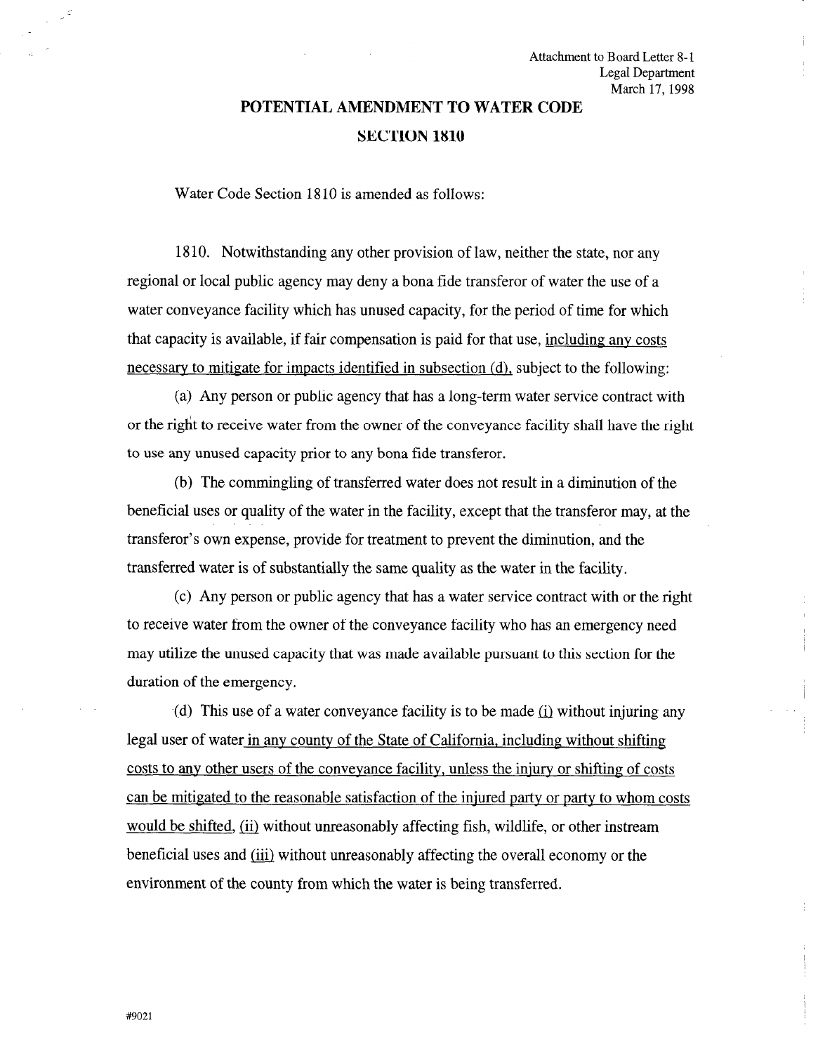Attachment to Board Letter 8-1
Legal Department
March 17, 1998

# POTENTIAL AMENDMENT TO WATER CODE SECTION 1810

Water Code Section 1810 is amended as follows:

1810. Notwithstanding any other provision of law, neither the state, nor any regional or local public agency may deny a bona fide transferor of water the use of a water conveyance facility which has unused capacity, for the period of time for which that capacity is available, if fair compensation is paid for that use, <u>including any costs necessary to mitigate for impacts identified in subsection (d),</u> subject to the following:

(a) Any person or public agency that has a long-term water service contract with or the right to receive water from the owner of the conveyance facility shall have the right to use any unused capacity prior to any bona fide transferor.

(b) The commingling of transferred water does not result in a diminution of the beneficial uses or quality of the water in the facility, except that the transferor may, at the transferor's own expense, provide for treatment to prevent the diminution, and the transferred water is of substantially the same quality as the water in the facility.

(c) Any person or public agency that has a water service contract with or the right to receive water from the owner of the conveyance facility who has an emergency need may utilize the unused capacity that was made available pursuant to this section for the duration of the emergency.

(d) This use of a water conveyance facility is to be made <u>(i)</u> without injuring any legal user of water <u>in any county of the State of California, including without shifting costs to any other users of the conveyance facility, unless the injury or shifting of costs can be mitigated to the reasonable satisfaction of the injured party or party to whom costs would be shifted,</u> <u>(ii)</u> without unreasonably affecting fish, wildlife, or other instream beneficial uses and <u>(iii)</u> without unreasonably affecting the overall economy or the environment of the county from which the water is being transferred.

#9021